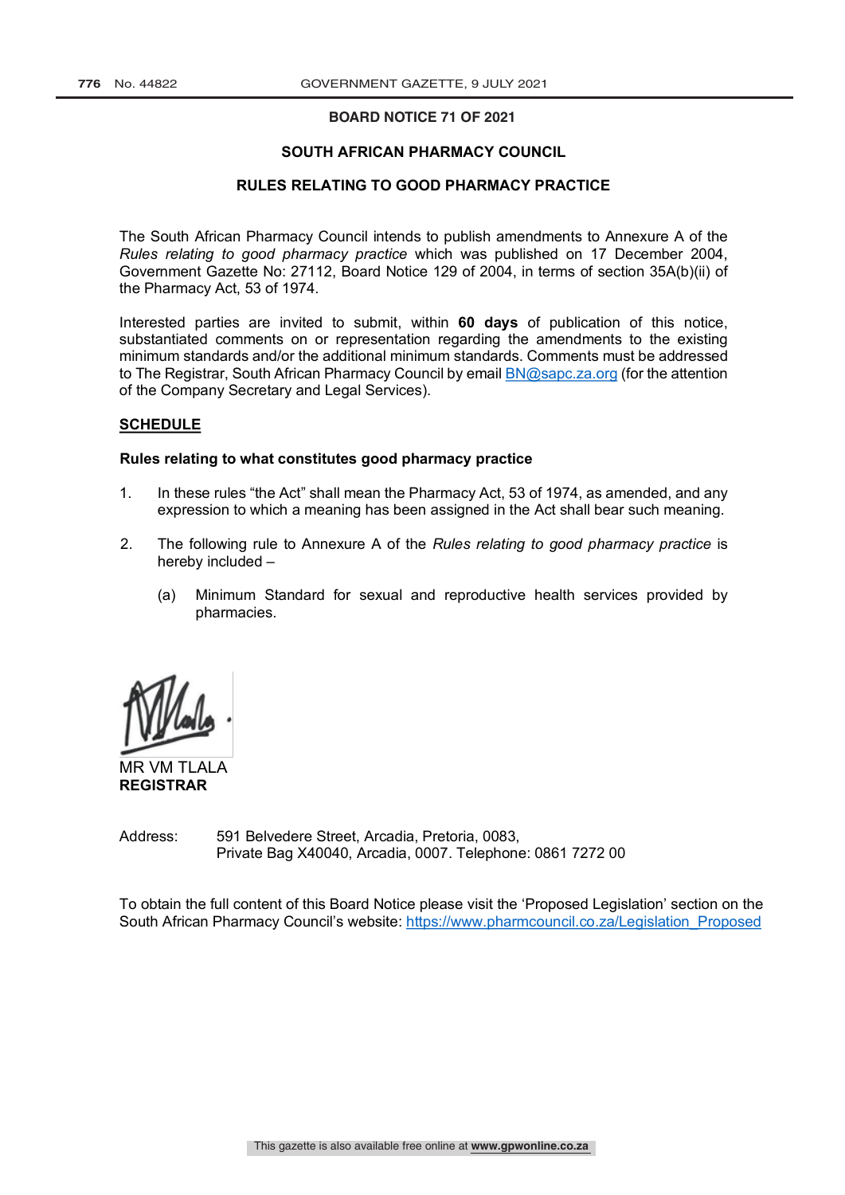**BOARD NOTICE 71 OF 2021**

**SOUTH AFRICAN PHARMACY COUNCIL**

**RULES RELATING TO GOOD PHARMACY PRACTICE**

The South African Pharmacy Council intends to publish amendments to Annexure A of the *Rules relating to good pharmacy practice* which was published on 17 December 2004, Government Gazette No: 27112, Board Notice 129 of 2004, in terms of section 35A(b)(ii) of the Pharmacy Act, 53 of 1974.

Interested parties are invited to submit, within **60 days** of publication of this notice, substantiated comments on or representation regarding the amendments to the existing minimum standards and/or the additional minimum standards. Comments must be addressed to The Registrar, South African Pharmacy Council by email BN@sapc.za.org (for the attention of the Company Secretary and Legal Services).

**SCHEDULE**

**Rules relating to what constitutes good pharmacy practice**

1. In these rules "the Act" shall mean the Pharmacy Act, 53 of 1974, as amended, and any expression to which a meaning has been assigned in the Act shall bear such meaning.

2. The following rule to Annexure A of the *Rules relating to good pharmacy practice* is hereby included –

   (a) Minimum Standard for sexual and reproductive health services provided by pharmacies.

MR VM TLALA
**REGISTRAR**

Address: 591 Belvedere Street, Arcadia, Pretoria, 0083,
Private Bag X40040, Arcadia, 0007. Telephone: 0861 7272 00

To obtain the full content of this Board Notice please visit the 'Proposed Legislation' section on the South African Pharmacy Council's website: https://www.pharmcouncil.co.za/Legislation_Proposed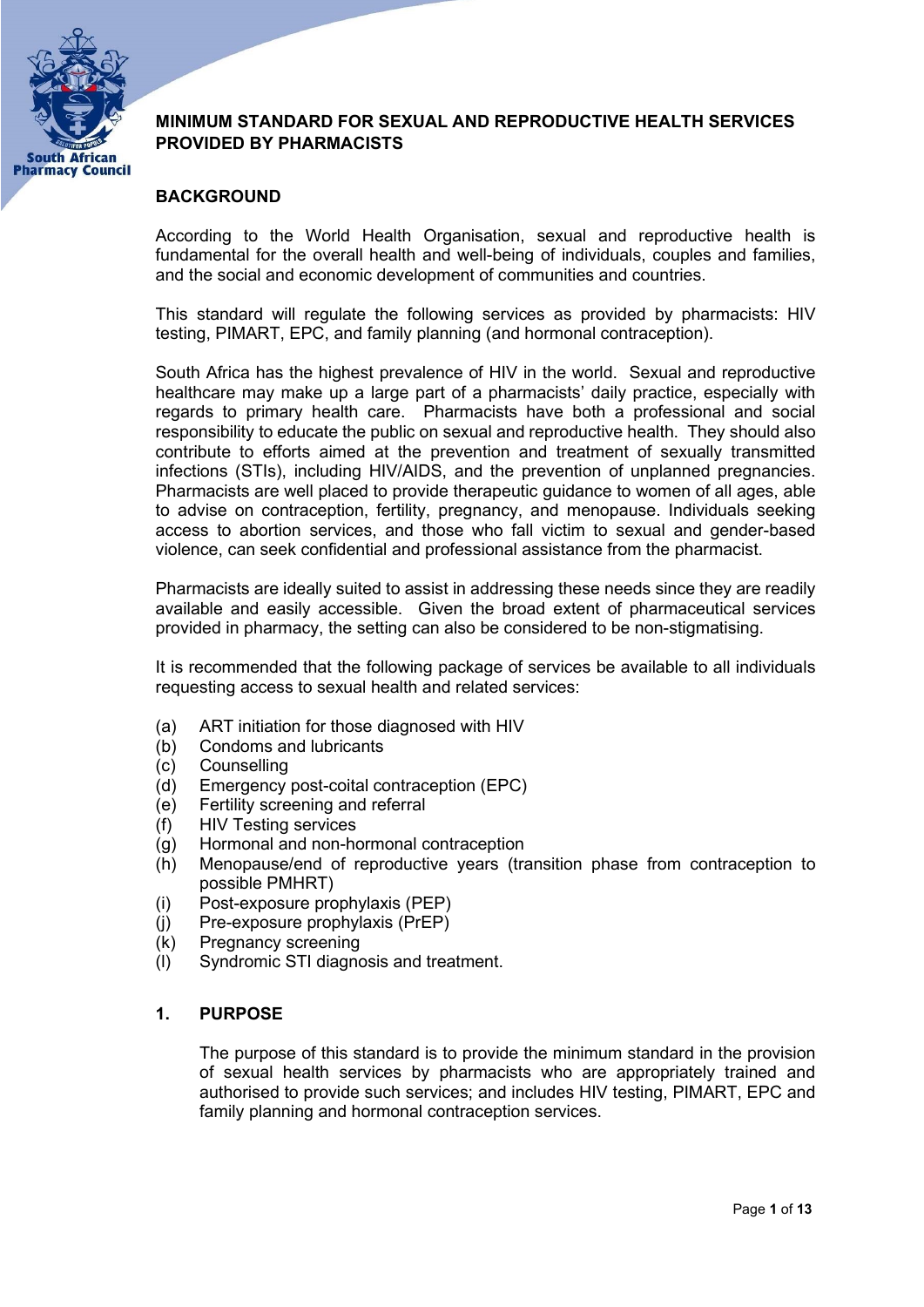# MINIMUM STANDARD FOR SEXUAL AND REPRODUCTIVE HEALTH SERVICES PROVIDED BY PHARMACISTS

## BACKGROUND

According to the World Health Organisation, sexual and reproductive health is fundamental for the overall health and well-being of individuals, couples and families, and the social and economic development of communities and countries.

This standard will regulate the following services as provided by pharmacists: HIV testing, PIMART, EPC, and family planning (and hormonal contraception).

South Africa has the highest prevalence of HIV in the world. Sexual and reproductive healthcare may make up a large part of a pharmacists' daily practice, especially with regards to primary health care. Pharmacists have both a professional and social responsibility to educate the public on sexual and reproductive health. They should also contribute to efforts aimed at the prevention and treatment of sexually transmitted infections (STIs), including HIV/AIDS, and the prevention of unplanned pregnancies. Pharmacists are well placed to provide therapeutic guidance to women of all ages, able to advise on contraception, fertility, pregnancy, and menopause. Individuals seeking access to abortion services, and those who fall victim to sexual and gender-based violence, can seek confidential and professional assistance from the pharmacist.

Pharmacists are ideally suited to assist in addressing these needs since they are readily available and easily accessible. Given the broad extent of pharmaceutical services provided in pharmacy, the setting can also be considered to be non-stigmatising.

It is recommended that the following package of services be available to all individuals requesting access to sexual health and related services:

(a) ART initiation for those diagnosed with HIV
(b) Condoms and lubricants
(c) Counselling
(d) Emergency post-coital contraception (EPC)
(e) Fertility screening and referral
(f) HIV Testing services
(g) Hormonal and non-hormonal contraception
(h) Menopause/end of reproductive years (transition phase from contraception to possible PMHRT)
(i) Post-exposure prophylaxis (PEP)
(j) Pre-exposure prophylaxis (PrEP)
(k) Pregnancy screening
(l) Syndromic STI diagnosis and treatment.

## 1. PURPOSE

The purpose of this standard is to provide the minimum standard in the provision of sexual health services by pharmacists who are appropriately trained and authorised to provide such services; and includes HIV testing, PIMART, EPC and family planning and hormonal contraception services.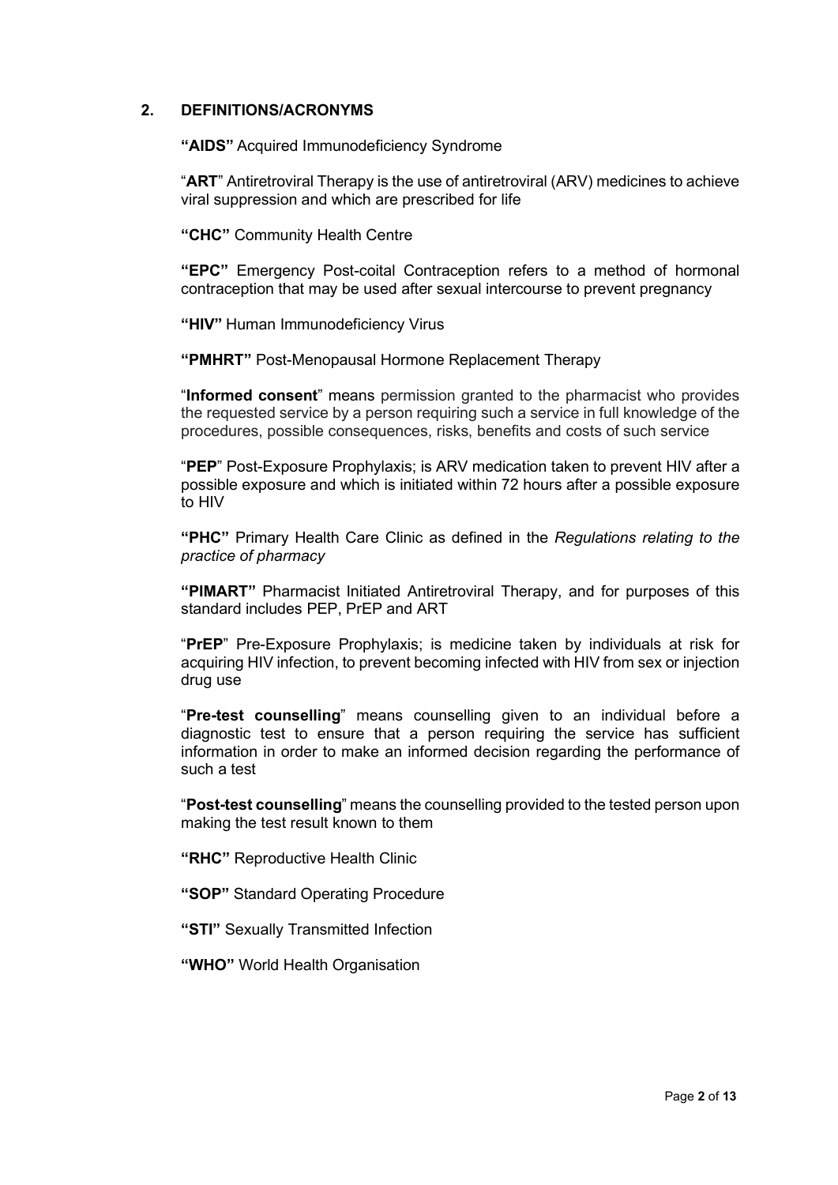## 2. DEFINITIONS/ACRONYMS

**"AIDS"** Acquired Immunodeficiency Syndrome

"**ART**" Antiretroviral Therapy is the use of antiretroviral (ARV) medicines to achieve viral suppression and which are prescribed for life

**"CHC"** Community Health Centre

**"EPC"** Emergency Post-coital Contraception refers to a method of hormonal contraception that may be used after sexual intercourse to prevent pregnancy

**"HIV"** Human Immunodeficiency Virus

**"PMHRT"** Post-Menopausal Hormone Replacement Therapy

"**Informed consent**" means permission granted to the pharmacist who provides the requested service by a person requiring such a service in full knowledge of the procedures, possible consequences, risks, benefits and costs of such service

"**PEP**" Post-Exposure Prophylaxis; is ARV medication taken to prevent HIV after a possible exposure and which is initiated within 72 hours after a possible exposure to HIV

**"PHC"** Primary Health Care Clinic as defined in the *Regulations relating to the practice of pharmacy*

**"PIMART"** Pharmacist Initiated Antiretroviral Therapy, and for purposes of this standard includes PEP, PrEP and ART

"**PrEP**" Pre-Exposure Prophylaxis; is medicine taken by individuals at risk for acquiring HIV infection, to prevent becoming infected with HIV from sex or injection drug use

"**Pre-test counselling**" means counselling given to an individual before a diagnostic test to ensure that a person requiring the service has sufficient information in order to make an informed decision regarding the performance of such a test

"**Post-test counselling**" means the counselling provided to the tested person upon making the test result known to them

**"RHC"** Reproductive Health Clinic

**"SOP"** Standard Operating Procedure

**"STI"** Sexually Transmitted Infection

**"WHO"** World Health Organisation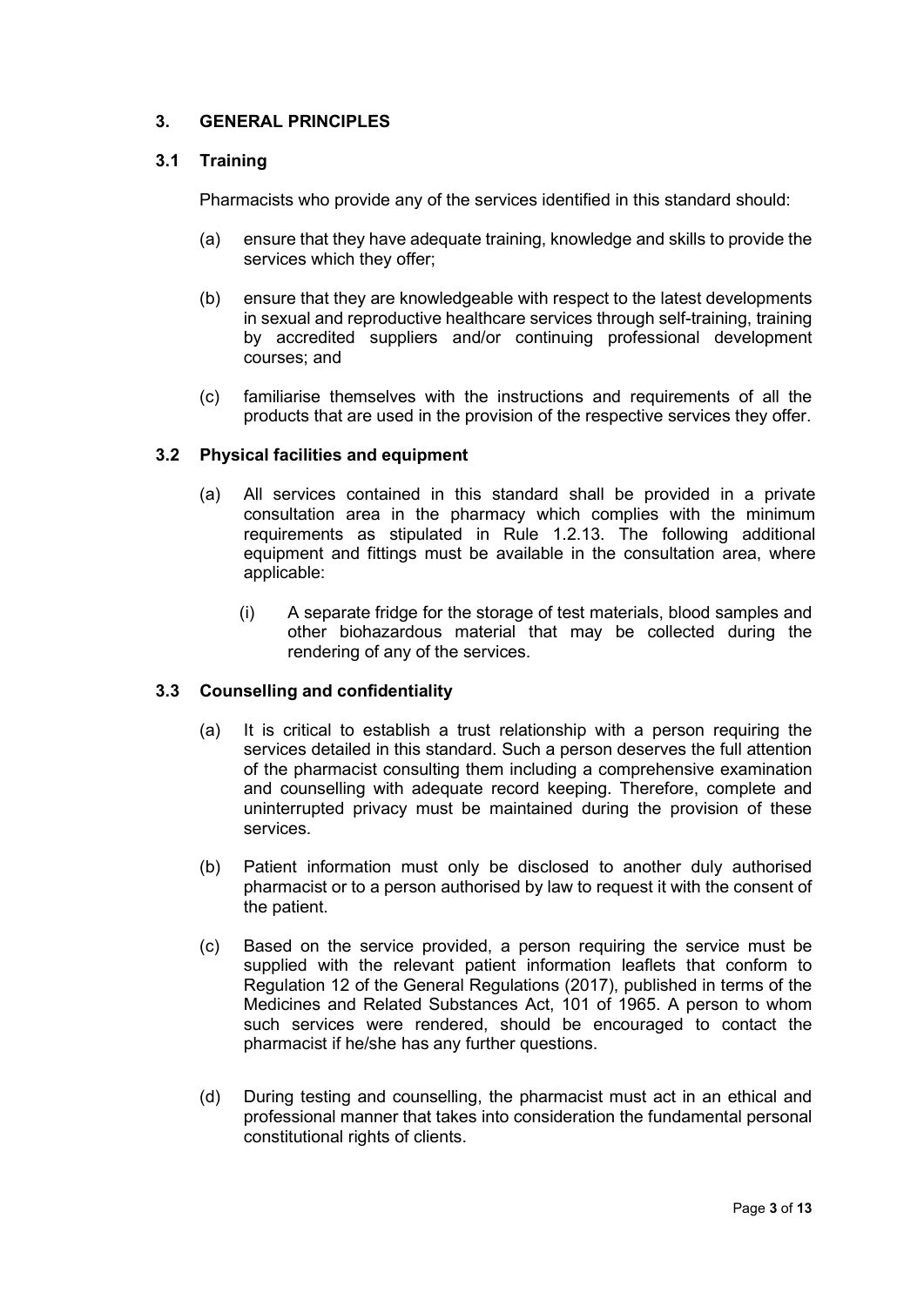## 3. GENERAL PRINCIPLES

### 3.1 Training

Pharmacists who provide any of the services identified in this standard should:

(a) ensure that they have adequate training, knowledge and skills to provide the services which they offer;

(b) ensure that they are knowledgeable with respect to the latest developments in sexual and reproductive healthcare services through self-training, training by accredited suppliers and/or continuing professional development courses; and

(c) familiarise themselves with the instructions and requirements of all the products that are used in the provision of the respective services they offer.

### 3.2 Physical facilities and equipment

(a) All services contained in this standard shall be provided in a private consultation area in the pharmacy which complies with the minimum requirements as stipulated in Rule 1.2.13. The following additional equipment and fittings must be available in the consultation area, where applicable:

   (i) A separate fridge for the storage of test materials, blood samples and other biohazardous material that may be collected during the rendering of any of the services.

### 3.3 Counselling and confidentiality

(a) It is critical to establish a trust relationship with a person requiring the services detailed in this standard. Such a person deserves the full attention of the pharmacist consulting them including a comprehensive examination and counselling with adequate record keeping. Therefore, complete and uninterrupted privacy must be maintained during the provision of these services.

(b) Patient information must only be disclosed to another duly authorised pharmacist or to a person authorised by law to request it with the consent of the patient.

(c) Based on the service provided, a person requiring the service must be supplied with the relevant patient information leaflets that conform to Regulation 12 of the General Regulations (2017), published in terms of the Medicines and Related Substances Act, 101 of 1965. A person to whom such services were rendered, should be encouraged to contact the pharmacist if he/she has any further questions.

(d) During testing and counselling, the pharmacist must act in an ethical and professional manner that takes into consideration the fundamental personal constitutional rights of clients.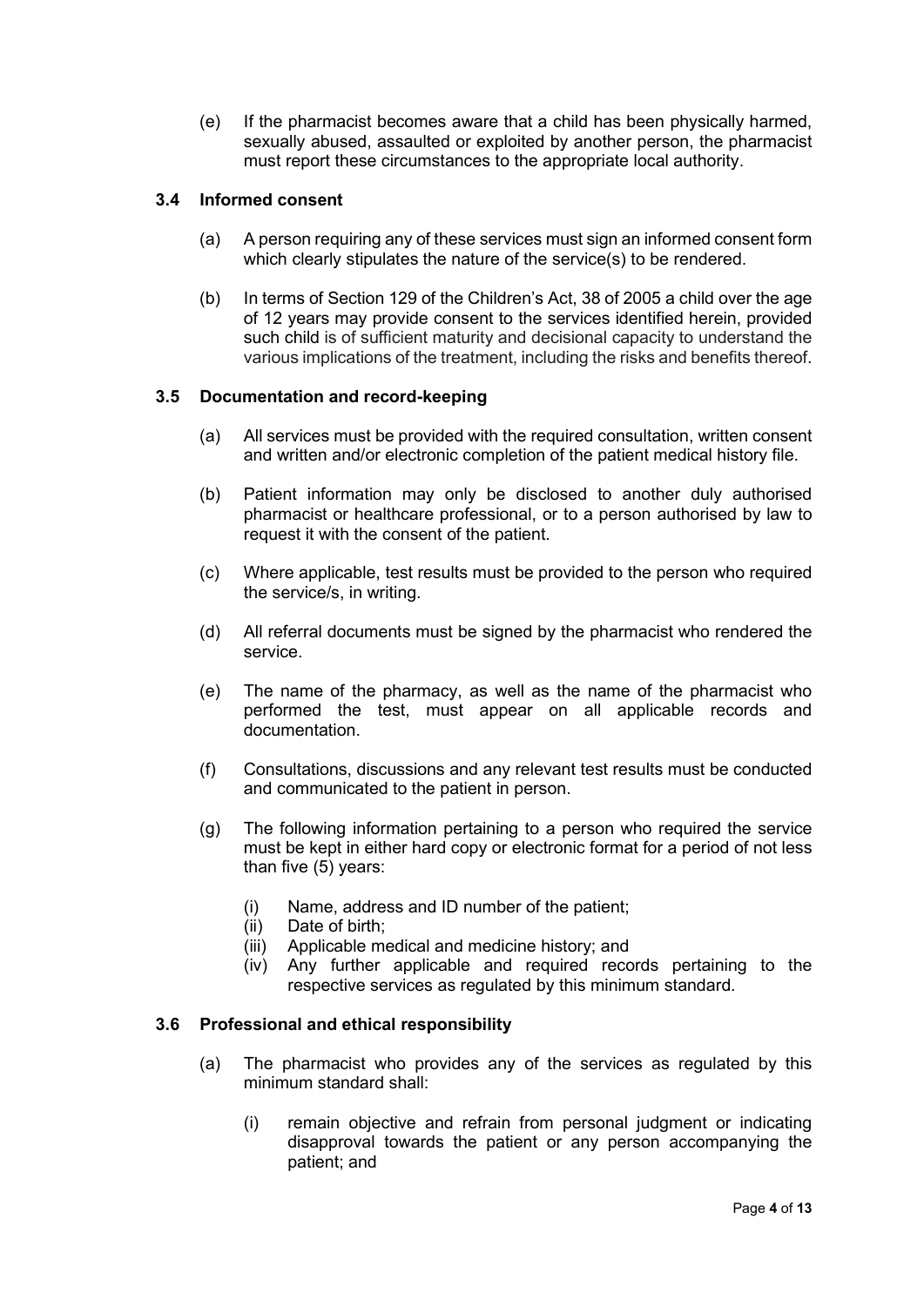(e) If the pharmacist becomes aware that a child has been physically harmed, sexually abused, assaulted or exploited by another person, the pharmacist must report these circumstances to the appropriate local authority.

### 3.4 Informed consent

(a) A person requiring any of these services must sign an informed consent form which clearly stipulates the nature of the service(s) to be rendered.

(b) In terms of Section 129 of the Children's Act, 38 of 2005 a child over the age of 12 years may provide consent to the services identified herein, provided such child is of sufficient maturity and decisional capacity to understand the various implications of the treatment, including the risks and benefits thereof.

### 3.5 Documentation and record-keeping

(a) All services must be provided with the required consultation, written consent and written and/or electronic completion of the patient medical history file.

(b) Patient information may only be disclosed to another duly authorised pharmacist or healthcare professional, or to a person authorised by law to request it with the consent of the patient.

(c) Where applicable, test results must be provided to the person who required the service/s, in writing.

(d) All referral documents must be signed by the pharmacist who rendered the service.

(e) The name of the pharmacy, as well as the name of the pharmacist who performed the test, must appear on all applicable records and documentation.

(f) Consultations, discussions and any relevant test results must be conducted and communicated to the patient in person.

(g) The following information pertaining to a person who required the service must be kept in either hard copy or electronic format for a period of not less than five (5) years:

   (i) Name, address and ID number of the patient;
   (ii) Date of birth;
   (iii) Applicable medical and medicine history; and
   (iv) Any further applicable and required records pertaining to the respective services as regulated by this minimum standard.

### 3.6 Professional and ethical responsibility

(a) The pharmacist who provides any of the services as regulated by this minimum standard shall:

   (i) remain objective and refrain from personal judgment or indicating disapproval towards the patient or any person accompanying the patient; and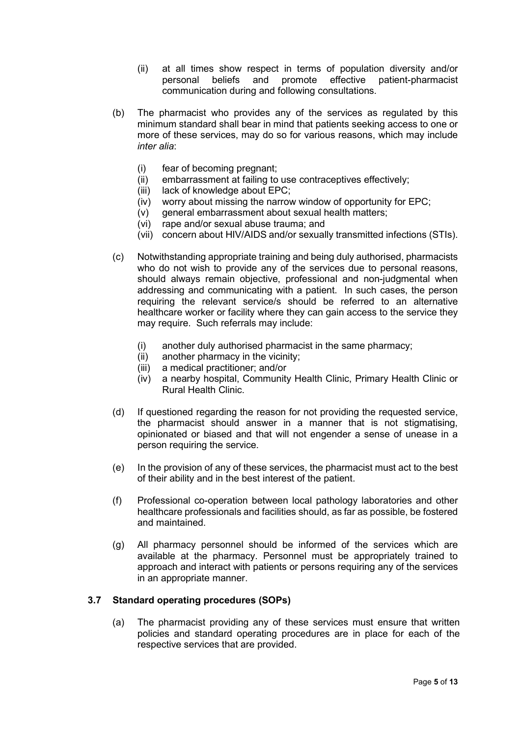(ii) at all times show respect in terms of population diversity and/or personal beliefs and promote effective patient-pharmacist communication during and following consultations.

(b) The pharmacist who provides any of the services as regulated by this minimum standard shall bear in mind that patients seeking access to one or more of these services, may do so for various reasons, which may include *inter alia*:

   (i) fear of becoming pregnant;
   (ii) embarrassment at failing to use contraceptives effectively;
   (iii) lack of knowledge about EPC;
   (iv) worry about missing the narrow window of opportunity for EPC;
   (v) general embarrassment about sexual health matters;
   (vi) rape and/or sexual abuse trauma; and
   (vii) concern about HIV/AIDS and/or sexually transmitted infections (STIs).

(c) Notwithstanding appropriate training and being duly authorised, pharmacists who do not wish to provide any of the services due to personal reasons, should always remain objective, professional and non-judgmental when addressing and communicating with a patient. In such cases, the person requiring the relevant service/s should be referred to an alternative healthcare worker or facility where they can gain access to the service they may require. Such referrals may include:

   (i) another duly authorised pharmacist in the same pharmacy;
   (ii) another pharmacy in the vicinity;
   (iii) a medical practitioner; and/or
   (iv) a nearby hospital, Community Health Clinic, Primary Health Clinic or Rural Health Clinic.

(d) If questioned regarding the reason for not providing the requested service, the pharmacist should answer in a manner that is not stigmatising, opinionated or biased and that will not engender a sense of unease in a person requiring the service.

(e) In the provision of any of these services, the pharmacist must act to the best of their ability and in the best interest of the patient.

(f) Professional co-operation between local pathology laboratories and other healthcare professionals and facilities should, as far as possible, be fostered and maintained.

(g) All pharmacy personnel should be informed of the services which are available at the pharmacy. Personnel must be appropriately trained to approach and interact with patients or persons requiring any of the services in an appropriate manner.

### 3.7 Standard operating procedures (SOPs)

(a) The pharmacist providing any of these services must ensure that written policies and standard operating procedures are in place for each of the respective services that are provided.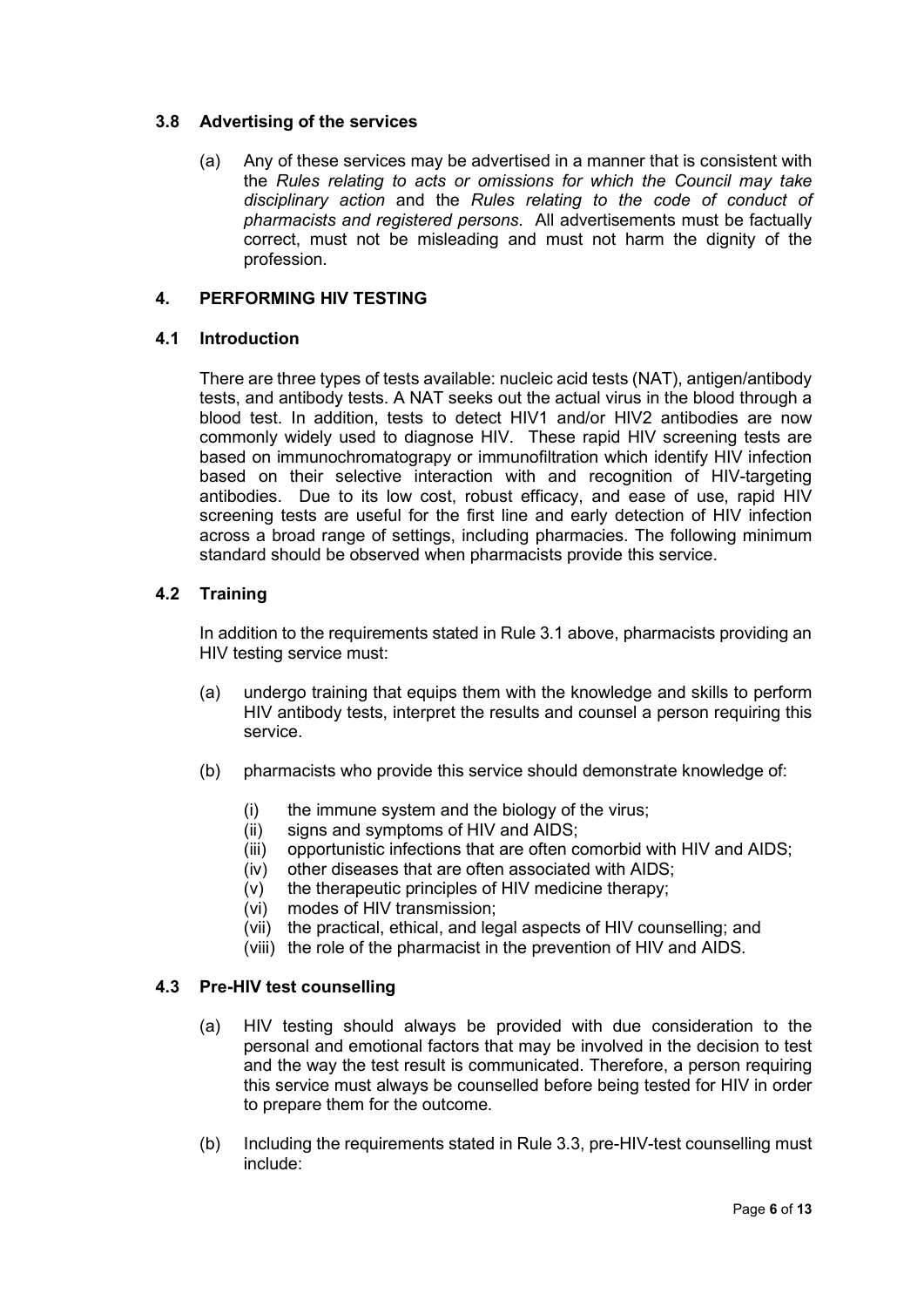### 3.8 Advertising of the services

(a) Any of these services may be advertised in a manner that is consistent with the *Rules relating to acts or omissions for which the Council may take disciplinary action* and the *Rules relating to the code of conduct of pharmacists and registered persons*. All advertisements must be factually correct, must not be misleading and must not harm the dignity of the profession.

## 4. PERFORMING HIV TESTING

### 4.1 Introduction

There are three types of tests available: nucleic acid tests (NAT), antigen/antibody tests, and antibody tests. A NAT seeks out the actual virus in the blood through a blood test. In addition, tests to detect HIV1 and/or HIV2 antibodies are now commonly widely used to diagnose HIV. These rapid HIV screening tests are based on immunochromatograpy or immunofiltration which identify HIV infection based on their selective interaction with and recognition of HIV-targeting antibodies. Due to its low cost, robust efficacy, and ease of use, rapid HIV screening tests are useful for the first line and early detection of HIV infection across a broad range of settings, including pharmacies. The following minimum standard should be observed when pharmacists provide this service.

### 4.2 Training

In addition to the requirements stated in Rule 3.1 above, pharmacists providing an HIV testing service must:

(a) undergo training that equips them with the knowledge and skills to perform HIV antibody tests, interpret the results and counsel a person requiring this service.

(b) pharmacists who provide this service should demonstrate knowledge of:

- (i) the immune system and the biology of the virus;
- (ii) signs and symptoms of HIV and AIDS;
- (iii) opportunistic infections that are often comorbid with HIV and AIDS;
- (iv) other diseases that are often associated with AIDS;
- (v) the therapeutic principles of HIV medicine therapy;
- (vi) modes of HIV transmission;
- (vii) the practical, ethical, and legal aspects of HIV counselling; and
- (viii) the role of the pharmacist in the prevention of HIV and AIDS.

### 4.3 Pre-HIV test counselling

(a) HIV testing should always be provided with due consideration to the personal and emotional factors that may be involved in the decision to test and the way the test result is communicated. Therefore, a person requiring this service must always be counselled before being tested for HIV in order to prepare them for the outcome.

(b) Including the requirements stated in Rule 3.3, pre-HIV-test counselling must include: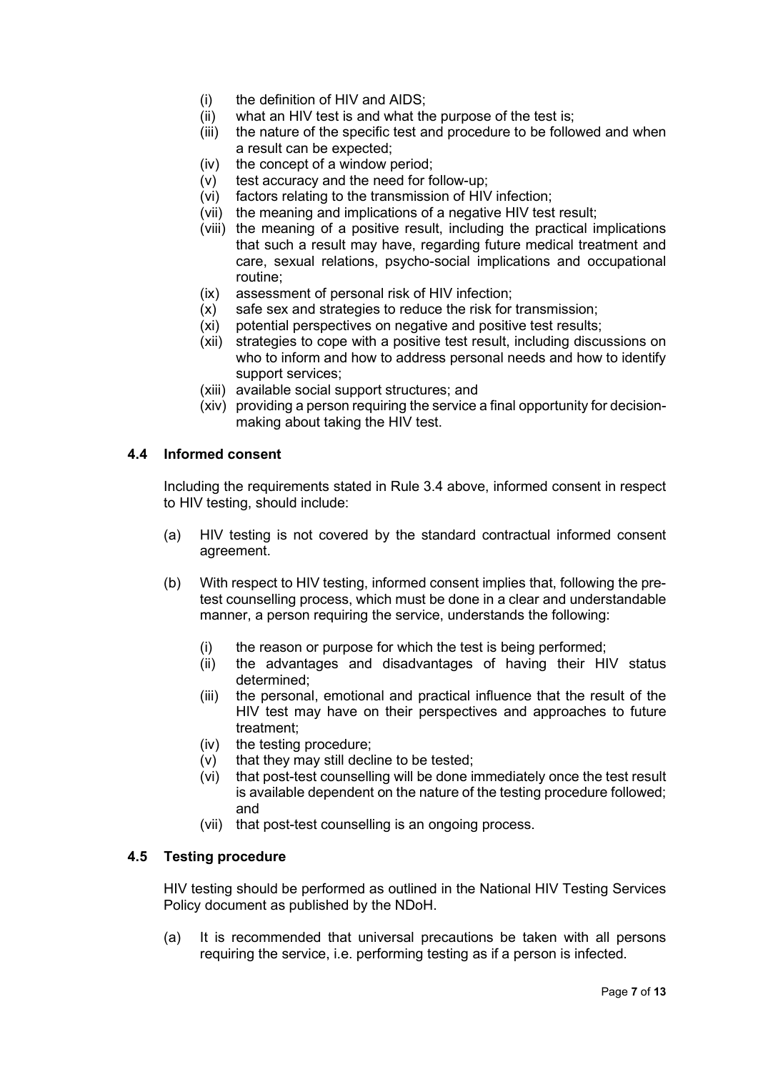(i) the definition of HIV and AIDS;
(ii) what an HIV test is and what the purpose of the test is;
(iii) the nature of the specific test and procedure to be followed and when a result can be expected;
(iv) the concept of a window period;
(v) test accuracy and the need for follow-up;
(vi) factors relating to the transmission of HIV infection;
(vii) the meaning and implications of a negative HIV test result;
(viii) the meaning of a positive result, including the practical implications that such a result may have, regarding future medical treatment and care, sexual relations, psycho-social implications and occupational routine;
(ix) assessment of personal risk of HIV infection;
(x) safe sex and strategies to reduce the risk for transmission;
(xi) potential perspectives on negative and positive test results;
(xii) strategies to cope with a positive test result, including discussions on who to inform and how to address personal needs and how to identify support services;
(xiii) available social support structures; and
(xiv) providing a person requiring the service a final opportunity for decision-making about taking the HIV test.

### 4.4 Informed consent

Including the requirements stated in Rule 3.4 above, informed consent in respect to HIV testing, should include:

(a) HIV testing is not covered by the standard contractual informed consent agreement.

(b) With respect to HIV testing, informed consent implies that, following the pre-test counselling process, which must be done in a clear and understandable manner, a person requiring the service, understands the following:

(i) the reason or purpose for which the test is being performed;
(ii) the advantages and disadvantages of having their HIV status determined;
(iii) the personal, emotional and practical influence that the result of the HIV test may have on their perspectives and approaches to future treatment;
(iv) the testing procedure;
(v) that they may still decline to be tested;
(vi) that post-test counselling will be done immediately once the test result is available dependent on the nature of the testing procedure followed; and
(vii) that post-test counselling is an ongoing process.

### 4.5 Testing procedure

HIV testing should be performed as outlined in the National HIV Testing Services Policy document as published by the NDoH.

(a) It is recommended that universal precautions be taken with all persons requiring the service, i.e. performing testing as if a person is infected.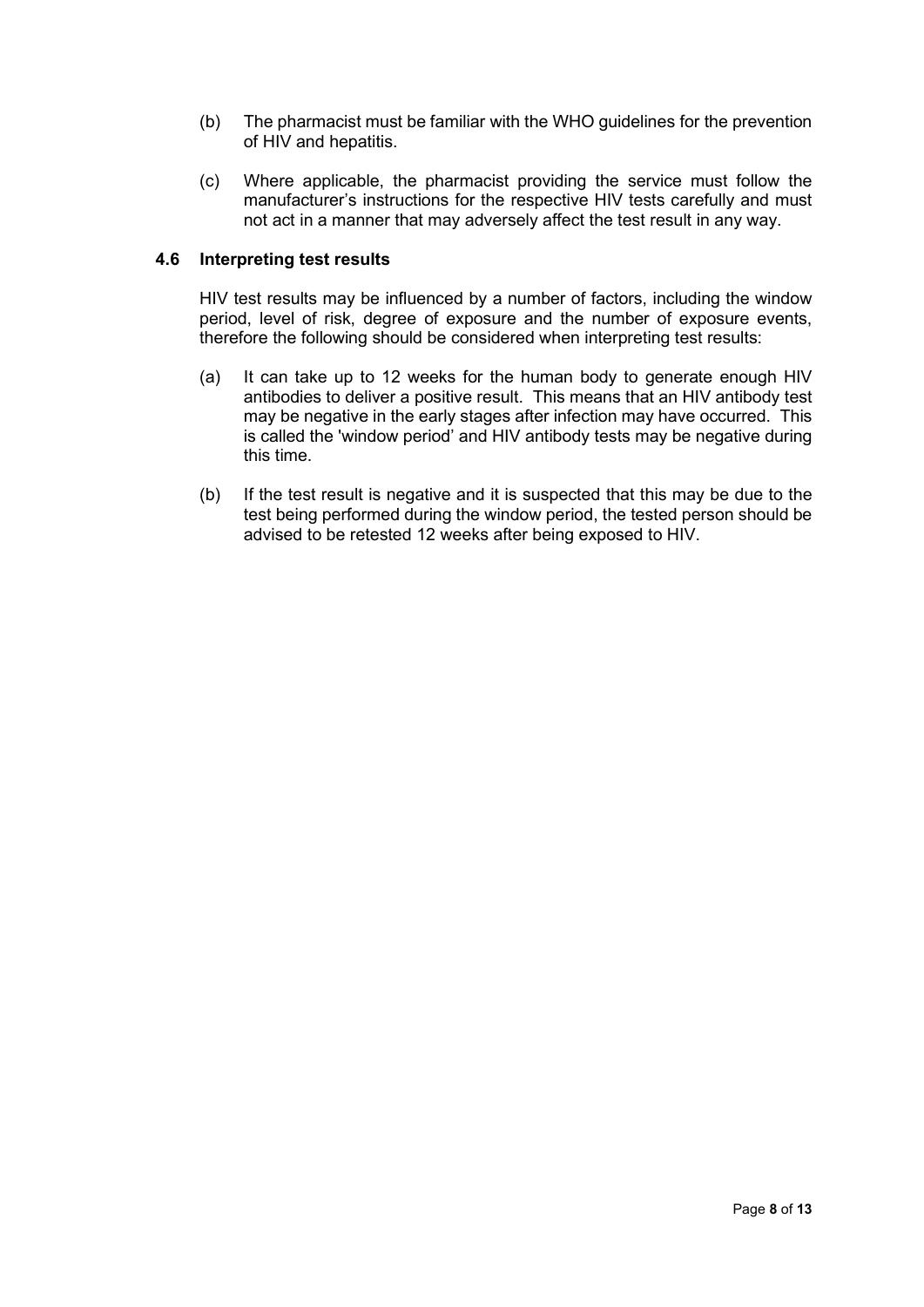(b) The pharmacist must be familiar with the WHO guidelines for the prevention of HIV and hepatitis.

(c) Where applicable, the pharmacist providing the service must follow the manufacturer's instructions for the respective HIV tests carefully and must not act in a manner that may adversely affect the test result in any way.

### 4.6 Interpreting test results

HIV test results may be influenced by a number of factors, including the window period, level of risk, degree of exposure and the number of exposure events, therefore the following should be considered when interpreting test results:

(a) It can take up to 12 weeks for the human body to generate enough HIV antibodies to deliver a positive result. This means that an HIV antibody test may be negative in the early stages after infection may have occurred. This is called the 'window period' and HIV antibody tests may be negative during this time.

(b) If the test result is negative and it is suspected that this may be due to the test being performed during the window period, the tested person should be advised to be retested 12 weeks after being exposed to HIV.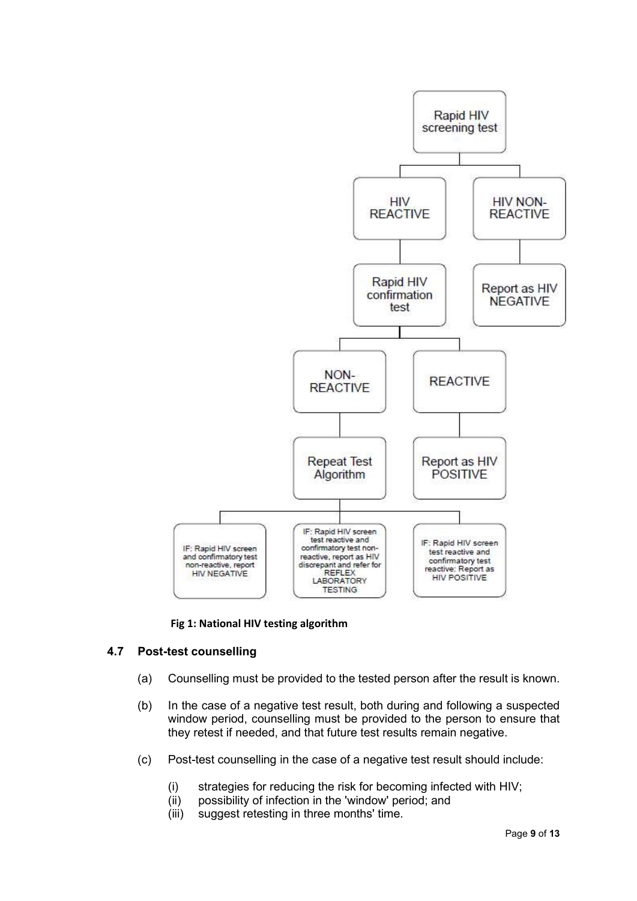- Rapid HIV screening test
  - HIV REACTIVE
    - Rapid HIV confirmation test
      - NON-REACTIVE
        - Repeat Test Algorithm
          - IF: Rapid HIV screen and confirmatory test non-reactive, report HIV NEGATIVE
          - IF: Rapid HIV screen test reactive and confirmatory test non-reactive, report as HIV discrepant and refer for REFLEX LABORATORY TESTING
          - IF: Rapid HIV screen test reactive and confirmatory test reactive: Report as HIV POSITIVE
      - REACTIVE
        - Report as HIV POSITIVE
  - HIV NON-REACTIVE
    - Report as HIV NEGATIVE

**Fig 1: National HIV testing algorithm**

### 4.7 Post-test counselling

(a) Counselling must be provided to the tested person after the result is known.

(b) In the case of a negative test result, both during and following a suspected window period, counselling must be provided to the person to ensure that they retest if needed, and that future test results remain negative.

(c) Post-test counselling in the case of a negative test result should include:

   (i) strategies for reducing the risk for becoming infected with HIV;
   (ii) possibility of infection in the 'window' period; and
   (iii) suggest retesting in three months' time.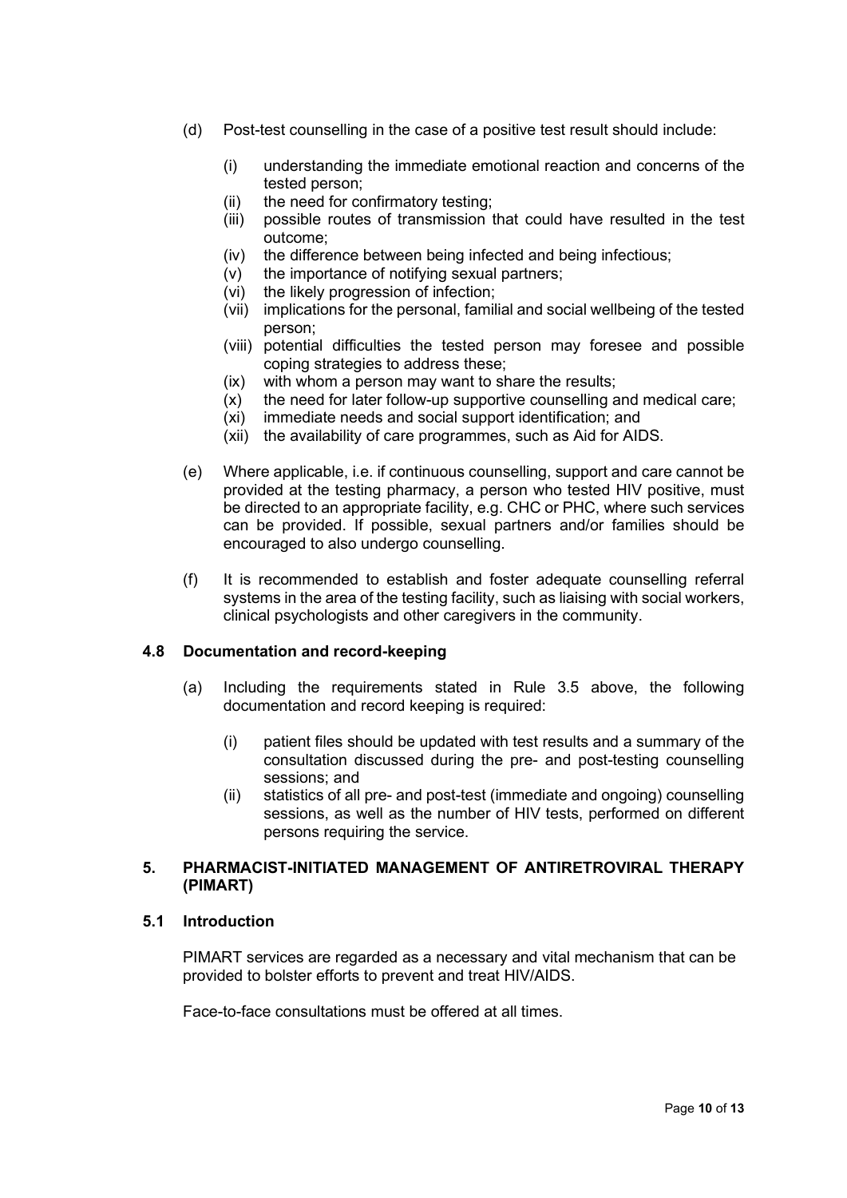(d) Post-test counselling in the case of a positive test result should include:

   (i) understanding the immediate emotional reaction and concerns of the tested person;
   (ii) the need for confirmatory testing;
   (iii) possible routes of transmission that could have resulted in the test outcome;
   (iv) the difference between being infected and being infectious;
   (v) the importance of notifying sexual partners;
   (vi) the likely progression of infection;
   (vii) implications for the personal, familial and social wellbeing of the tested person;
   (viii) potential difficulties the tested person may foresee and possible coping strategies to address these;
   (ix) with whom a person may want to share the results;
   (x) the need for later follow-up supportive counselling and medical care;
   (xi) immediate needs and social support identification; and
   (xii) the availability of care programmes, such as Aid for AIDS.

(e) Where applicable, i.e. if continuous counselling, support and care cannot be provided at the testing pharmacy, a person who tested HIV positive, must be directed to an appropriate facility, e.g. CHC or PHC, where such services can be provided. If possible, sexual partners and/or families should be encouraged to also undergo counselling.

(f) It is recommended to establish and foster adequate counselling referral systems in the area of the testing facility, such as liaising with social workers, clinical psychologists and other caregivers in the community.

### 4.8 Documentation and record-keeping

(a) Including the requirements stated in Rule 3.5 above, the following documentation and record keeping is required:

   (i) patient files should be updated with test results and a summary of the consultation discussed during the pre- and post-testing counselling sessions; and
   (ii) statistics of all pre- and post-test (immediate and ongoing) counselling sessions, as well as the number of HIV tests, performed on different persons requiring the service.

## 5. PHARMACIST-INITIATED MANAGEMENT OF ANTIRETROVIRAL THERAPY (PIMART)

### 5.1 Introduction

PIMART services are regarded as a necessary and vital mechanism that can be provided to bolster efforts to prevent and treat HIV/AIDS.

Face-to-face consultations must be offered at all times.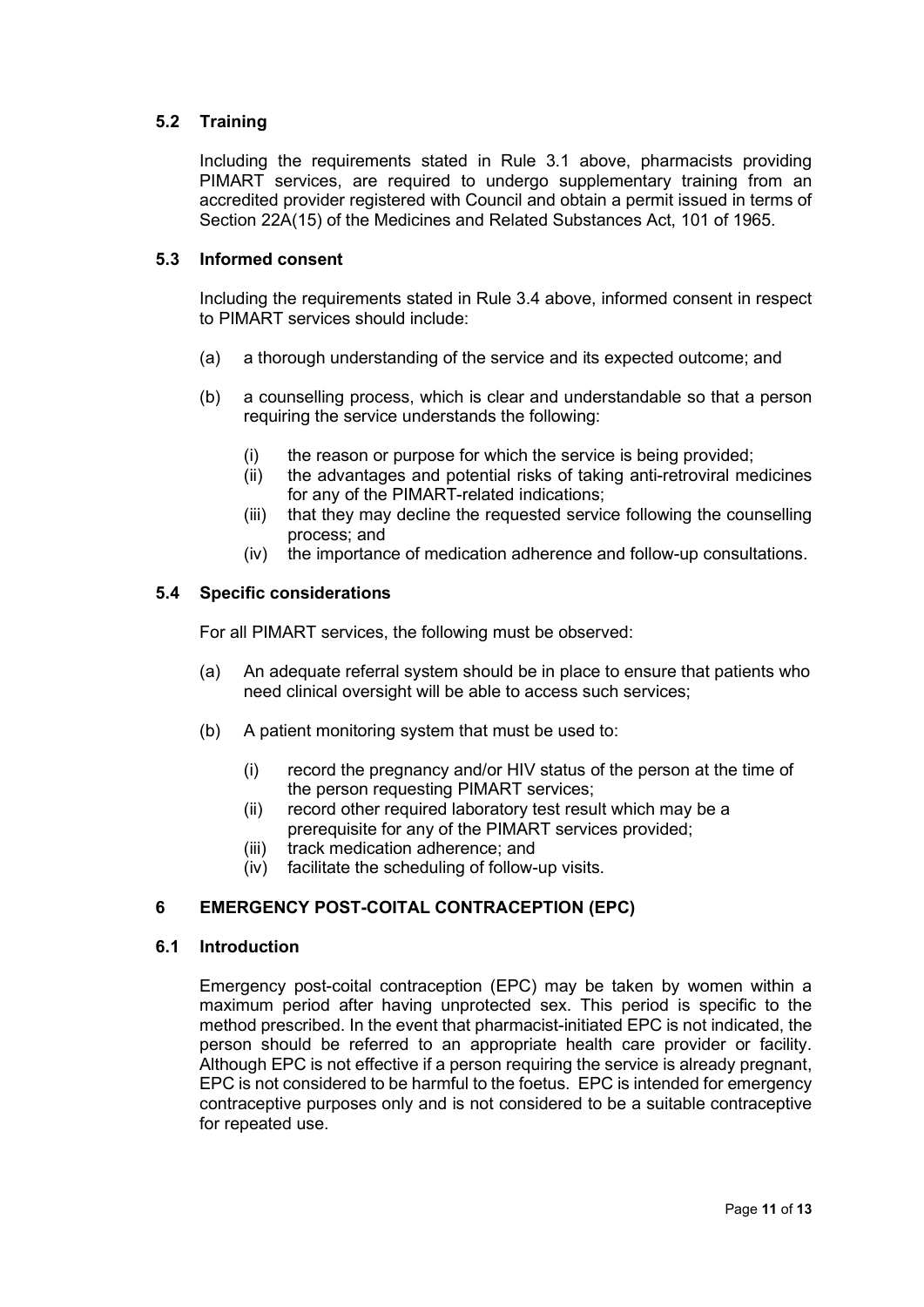### 5.2 Training

Including the requirements stated in Rule 3.1 above, pharmacists providing PIMART services, are required to undergo supplementary training from an accredited provider registered with Council and obtain a permit issued in terms of Section 22A(15) of the Medicines and Related Substances Act, 101 of 1965.

### 5.3 Informed consent

Including the requirements stated in Rule 3.4 above, informed consent in respect to PIMART services should include:

(a) a thorough understanding of the service and its expected outcome; and

(b) a counselling process, which is clear and understandable so that a person requiring the service understands the following:

  (i) the reason or purpose for which the service is being provided;
  (ii) the advantages and potential risks of taking anti-retroviral medicines for any of the PIMART-related indications;
  (iii) that they may decline the requested service following the counselling process; and
  (iv) the importance of medication adherence and follow-up consultations.

### 5.4 Specific considerations

For all PIMART services, the following must be observed:

(a) An adequate referral system should be in place to ensure that patients who need clinical oversight will be able to access such services;

(b) A patient monitoring system that must be used to:

  (i) record the pregnancy and/or HIV status of the person at the time of the person requesting PIMART services;
  (ii) record other required laboratory test result which may be a prerequisite for any of the PIMART services provided;
  (iii) track medication adherence; and
  (iv) facilitate the scheduling of follow-up visits.

## 6 EMERGENCY POST-COITAL CONTRACEPTION (EPC)

### 6.1 Introduction

Emergency post-coital contraception (EPC) may be taken by women within a maximum period after having unprotected sex. This period is specific to the method prescribed. In the event that pharmacist-initiated EPC is not indicated, the person should be referred to an appropriate health care provider or facility. Although EPC is not effective if a person requiring the service is already pregnant, EPC is not considered to be harmful to the foetus. EPC is intended for emergency contraceptive purposes only and is not considered to be a suitable contraceptive for repeated use.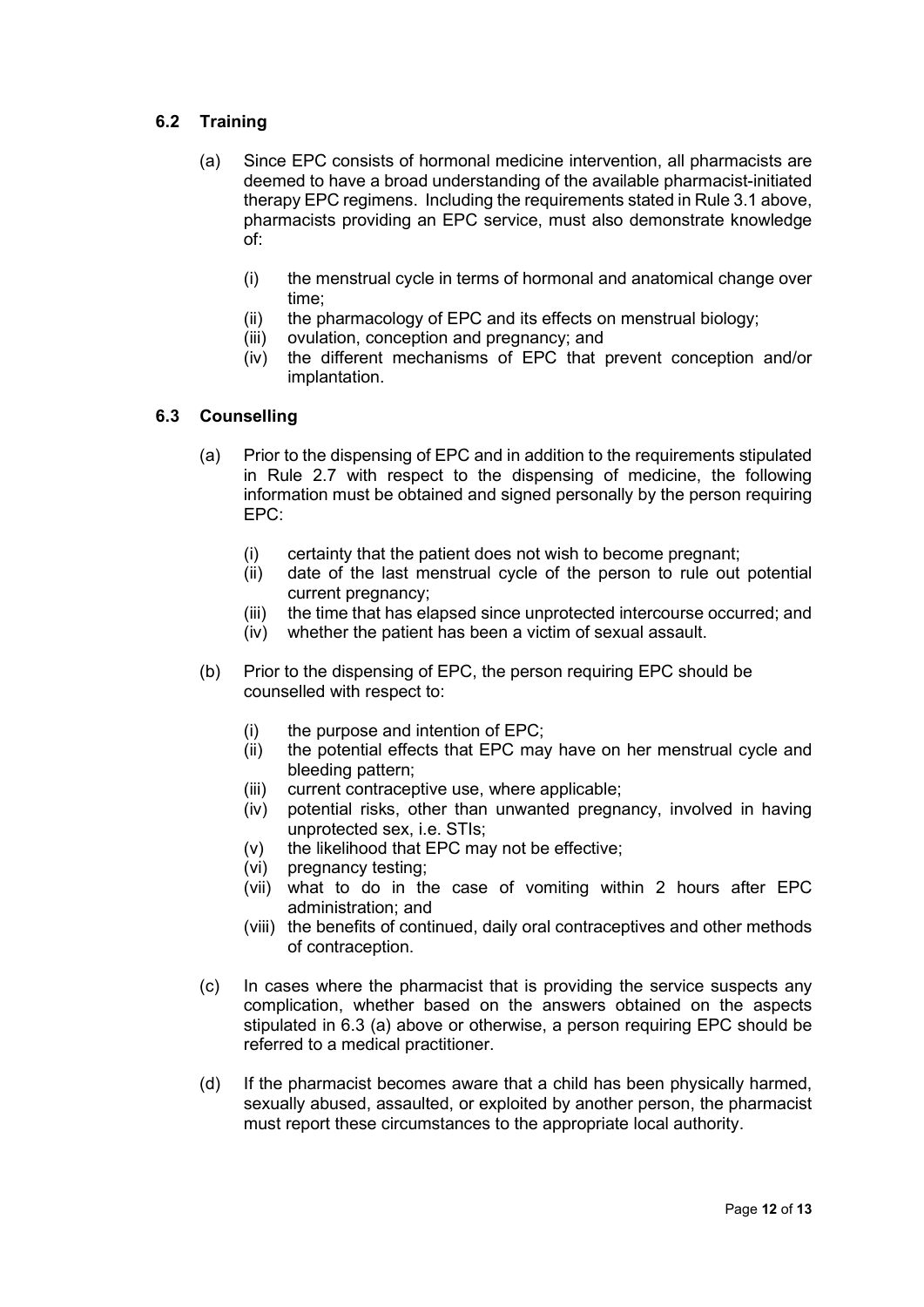### 6.2 Training

(a) Since EPC consists of hormonal medicine intervention, all pharmacists are deemed to have a broad understanding of the available pharmacist-initiated therapy EPC regimens. Including the requirements stated in Rule 3.1 above, pharmacists providing an EPC service, must also demonstrate knowledge of:

   (i) the menstrual cycle in terms of hormonal and anatomical change over time;
   (ii) the pharmacology of EPC and its effects on menstrual biology;
   (iii) ovulation, conception and pregnancy; and
   (iv) the different mechanisms of EPC that prevent conception and/or implantation.

### 6.3 Counselling

(a) Prior to the dispensing of EPC and in addition to the requirements stipulated in Rule 2.7 with respect to the dispensing of medicine, the following information must be obtained and signed personally by the person requiring EPC:

   (i) certainty that the patient does not wish to become pregnant;
   (ii) date of the last menstrual cycle of the person to rule out potential current pregnancy;
   (iii) the time that has elapsed since unprotected intercourse occurred; and
   (iv) whether the patient has been a victim of sexual assault.

(b) Prior to the dispensing of EPC, the person requiring EPC should be counselled with respect to:

   (i) the purpose and intention of EPC;
   (ii) the potential effects that EPC may have on her menstrual cycle and bleeding pattern;
   (iii) current contraceptive use, where applicable;
   (iv) potential risks, other than unwanted pregnancy, involved in having unprotected sex, i.e. STIs;
   (v) the likelihood that EPC may not be effective;
   (vi) pregnancy testing;
   (vii) what to do in the case of vomiting within 2 hours after EPC administration; and
   (viii) the benefits of continued, daily oral contraceptives and other methods of contraception.

(c) In cases where the pharmacist that is providing the service suspects any complication, whether based on the answers obtained on the aspects stipulated in 6.3 (a) above or otherwise, a person requiring EPC should be referred to a medical practitioner.

(d) If the pharmacist becomes aware that a child has been physically harmed, sexually abused, assaulted, or exploited by another person, the pharmacist must report these circumstances to the appropriate local authority.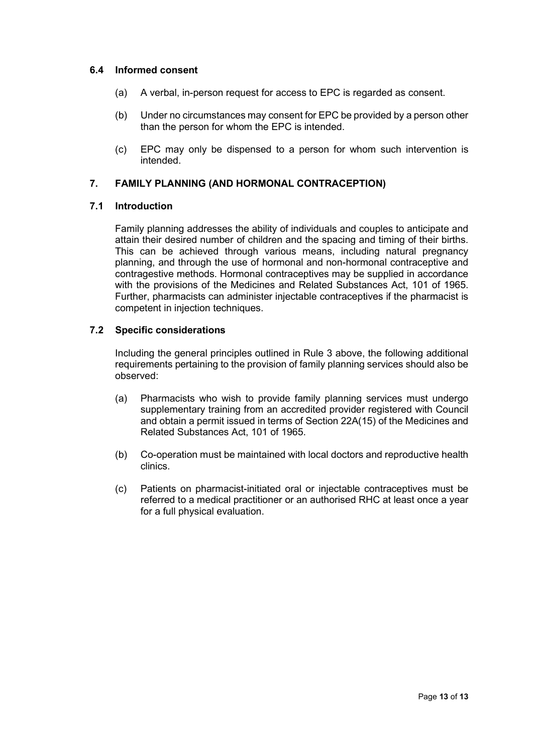### 6.4 Informed consent

(a) A verbal, in-person request for access to EPC is regarded as consent.

(b) Under no circumstances may consent for EPC be provided by a person other than the person for whom the EPC is intended.

(c) EPC may only be dispensed to a person for whom such intervention is intended.

## 7. FAMILY PLANNING (AND HORMONAL CONTRACEPTION)

### 7.1 Introduction

Family planning addresses the ability of individuals and couples to anticipate and attain their desired number of children and the spacing and timing of their births. This can be achieved through various means, including natural pregnancy planning, and through the use of hormonal and non-hormonal contraceptive and contragestive methods. Hormonal contraceptives may be supplied in accordance with the provisions of the Medicines and Related Substances Act, 101 of 1965. Further, pharmacists can administer injectable contraceptives if the pharmacist is competent in injection techniques.

### 7.2 Specific considerations

Including the general principles outlined in Rule 3 above, the following additional requirements pertaining to the provision of family planning services should also be observed:

(a) Pharmacists who wish to provide family planning services must undergo supplementary training from an accredited provider registered with Council and obtain a permit issued in terms of Section 22A(15) of the Medicines and Related Substances Act, 101 of 1965.

(b) Co-operation must be maintained with local doctors and reproductive health clinics.

(c) Patients on pharmacist-initiated oral or injectable contraceptives must be referred to a medical practitioner or an authorised RHC at least once a year for a full physical evaluation.